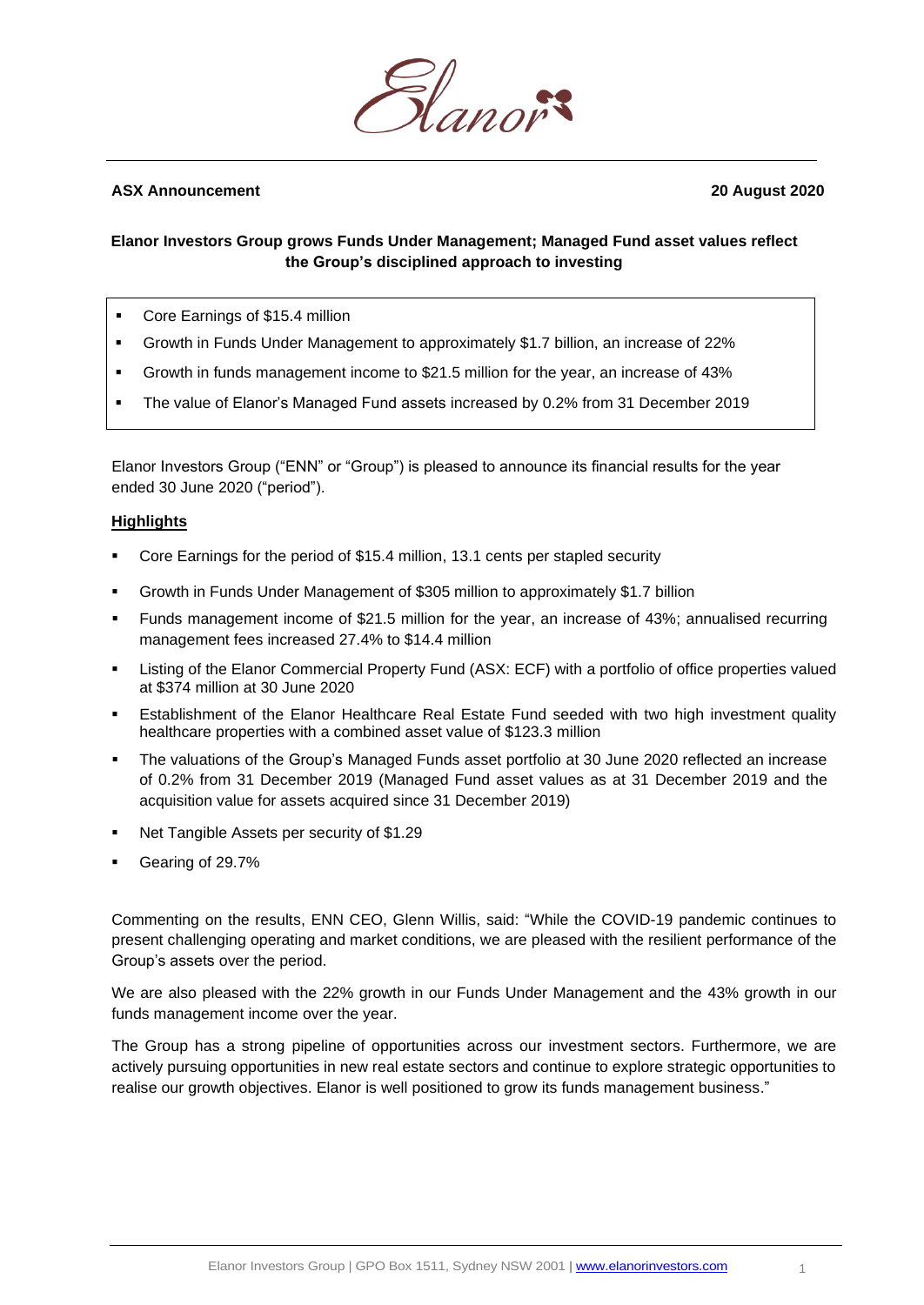**ASX Announcement** **20 August 2020**

**Elanor Investors Group grows Funds Under Management; Managed Fund asset values reflect the Group's disciplined approach to investing**

- Core Earnings of $15.4 million
- Growth in Funds Under Management to approximately $1.7 billion, an increase of 22%
- Growth in funds management income to $21.5 million for the year, an increase of 43%
- The value of Elanor's Managed Fund assets increased by 0.2% from 31 December 2019

Elanor Investors Group ("ENN" or "Group") is pleased to announce its financial results for the year ended 30 June 2020 ("period").

## Highlights

- Core Earnings for the period of $15.4 million, 13.1 cents per stapled security
- Growth in Funds Under Management of $305 million to approximately $1.7 billion
- Funds management income of $21.5 million for the year, an increase of 43%; annualised recurring management fees increased 27.4% to $14.4 million
- Listing of the Elanor Commercial Property Fund (ASX: ECF) with a portfolio of office properties valued at $374 million at 30 June 2020
- Establishment of the Elanor Healthcare Real Estate Fund seeded with two high investment quality healthcare properties with a combined asset value of $123.3 million
- The valuations of the Group's Managed Funds asset portfolio at 30 June 2020 reflected an increase of 0.2% from 31 December 2019 (Managed Fund asset values as at 31 December 2019 and the acquisition value for assets acquired since 31 December 2019)
- Net Tangible Assets per security of $1.29
- Gearing of 29.7%

Commenting on the results, ENN CEO, Glenn Willis, said: "While the COVID-19 pandemic continues to present challenging operating and market conditions, we are pleased with the resilient performance of the Group's assets over the period.

We are also pleased with the 22% growth in our Funds Under Management and the 43% growth in our funds management income over the year.

The Group has a strong pipeline of opportunities across our investment sectors. Furthermore, we are actively pursuing opportunities in new real estate sectors and continue to explore strategic opportunities to realise our growth objectives. Elanor is well positioned to grow its funds management business."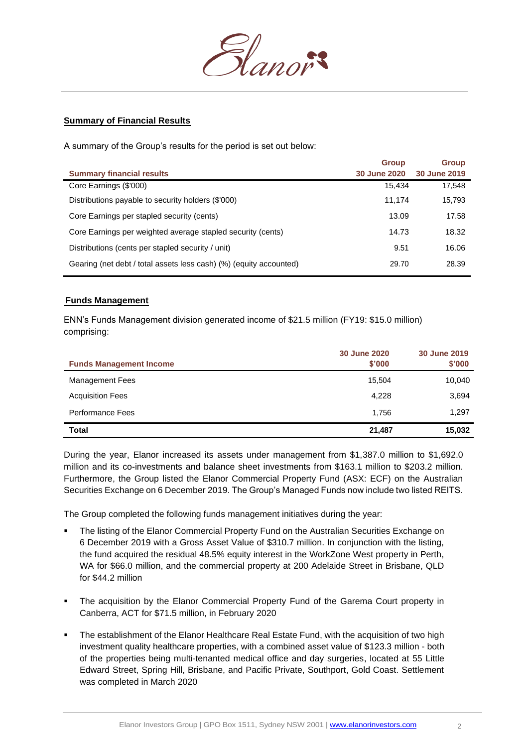## Summary of Financial Results

A summary of the Group's results for the period is set out below:

| Summary financial results | Group 30 June 2020 | Group 30 June 2019 |
|---|---|---|
| Core Earnings ($'000) | 15,434 | 17,548 |
| Distributions payable to security holders ($'000) | 11,174 | 15,793 |
| Core Earnings per stapled security (cents) | 13.09 | 17.58 |
| Core Earnings per weighted average stapled security (cents) | 14.73 | 18.32 |
| Distributions (cents per stapled security / unit) | 9.51 | 16.06 |
| Gearing (net debt / total assets less cash) (%) (equity accounted) | 29.70 | 28.39 |

## Funds Management

ENN's Funds Management division generated income of $21.5 million (FY19: $15.0 million) comprising:

| Funds Management Income | 30 June 2020 $'000 | 30 June 2019 $'000 |
|---|---|---|
| Management Fees | 15,504 | 10,040 |
| Acquisition Fees | 4,228 | 3,694 |
| Performance Fees | 1,756 | 1,297 |
| **Total** | **21,487** | **15,032** |

During the year, Elanor increased its assets under management from $1,387.0 million to $1,692.0 million and its co-investments and balance sheet investments from $163.1 million to $203.2 million. Furthermore, the Group listed the Elanor Commercial Property Fund (ASX: ECF) on the Australian Securities Exchange on 6 December 2019. The Group's Managed Funds now include two listed REITS.

The Group completed the following funds management initiatives during the year:

- The listing of the Elanor Commercial Property Fund on the Australian Securities Exchange on 6 December 2019 with a Gross Asset Value of $310.7 million. In conjunction with the listing, the fund acquired the residual 48.5% equity interest in the WorkZone West property in Perth, WA for $66.0 million, and the commercial property at 200 Adelaide Street in Brisbane, QLD for $44.2 million
- The acquisition by the Elanor Commercial Property Fund of the Garema Court property in Canberra, ACT for $71.5 million, in February 2020
- The establishment of the Elanor Healthcare Real Estate Fund, with the acquisition of two high investment quality healthcare properties, with a combined asset value of $123.3 million - both of the properties being multi-tenanted medical office and day surgeries, located at 55 Little Edward Street, Spring Hill, Brisbane, and Pacific Private, Southport, Gold Coast. Settlement was completed in March 2020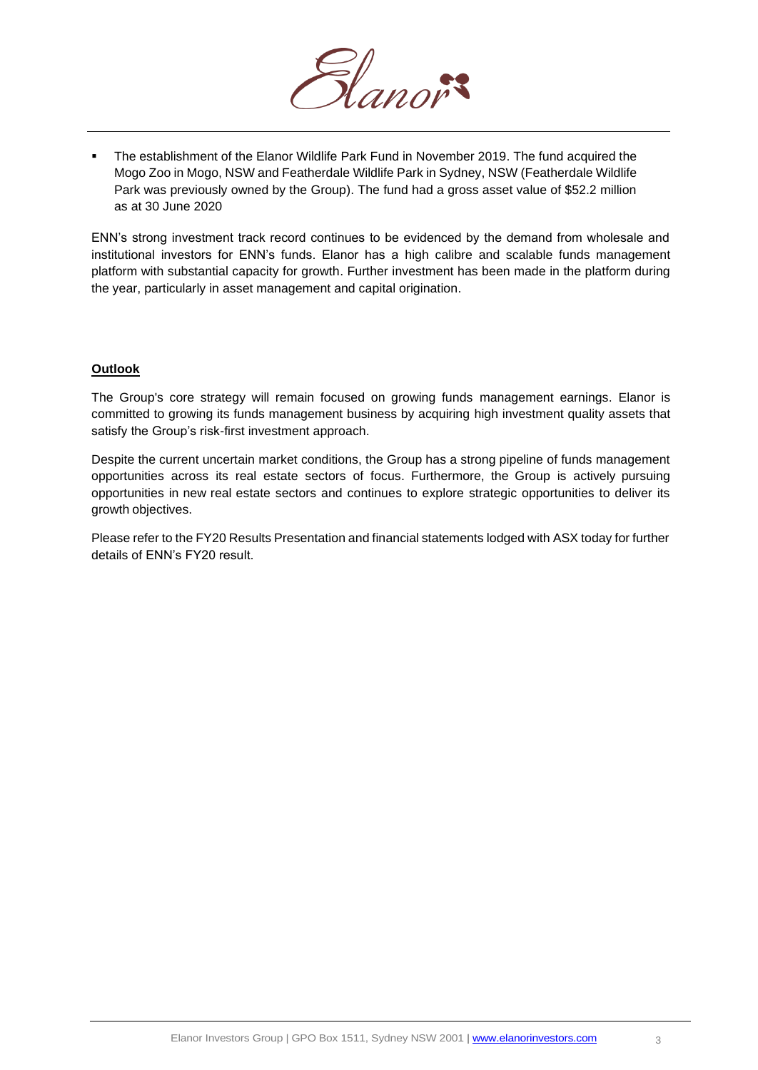- The establishment of the Elanor Wildlife Park Fund in November 2019. The fund acquired the Mogo Zoo in Mogo, NSW and Featherdale Wildlife Park in Sydney, NSW (Featherdale Wildlife Park was previously owned by the Group). The fund had a gross asset value of $52.2 million as at 30 June 2020

ENN's strong investment track record continues to be evidenced by the demand from wholesale and institutional investors for ENN's funds. Elanor has a high calibre and scalable funds management platform with substantial capacity for growth. Further investment has been made in the platform during the year, particularly in asset management and capital origination.

## Outlook

The Group's core strategy will remain focused on growing funds management earnings. Elanor is committed to growing its funds management business by acquiring high investment quality assets that satisfy the Group's risk-first investment approach.

Despite the current uncertain market conditions, the Group has a strong pipeline of funds management opportunities across its real estate sectors of focus. Furthermore, the Group is actively pursuing opportunities in new real estate sectors and continues to explore strategic opportunities to deliver its growth objectives.

Please refer to the FY20 Results Presentation and financial statements lodged with ASX today for further details of ENN's FY20 result.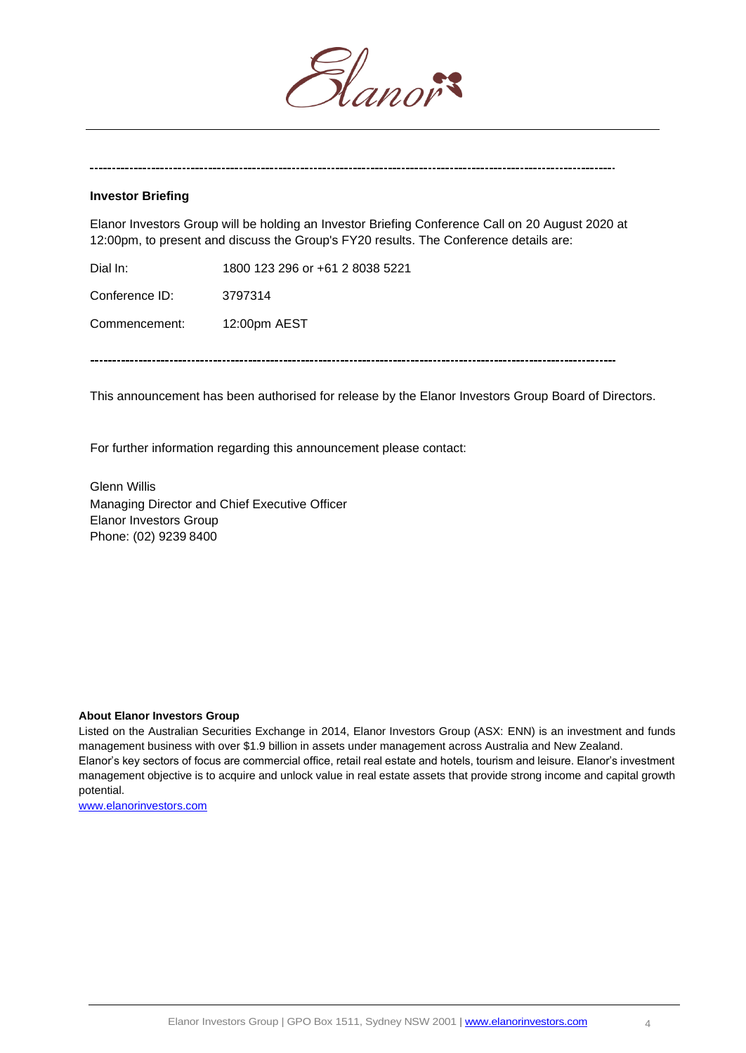**Investor Briefing**

Elanor Investors Group will be holding an Investor Briefing Conference Call on 20 August 2020 at 12:00pm, to present and discuss the Group's FY20 results. The Conference details are:

| | |
|---|---|
| Dial In: | 1800 123 296 or +61 2 8038 5221 |
| Conference ID: | 3797314 |
| Commencement: | 12:00pm AEST |

This announcement has been authorised for release by the Elanor Investors Group Board of Directors.

For further information regarding this announcement please contact:

Glenn Willis
Managing Director and Chief Executive Officer
Elanor Investors Group
Phone: (02) 9239 8400

**About Elanor Investors Group**

Listed on the Australian Securities Exchange in 2014, Elanor Investors Group (ASX: ENN) is an investment and funds management business with over $1.9 billion in assets under management across Australia and New Zealand.
Elanor's key sectors of focus are commercial office, retail real estate and hotels, tourism and leisure. Elanor's investment management objective is to acquire and unlock value in real estate assets that provide strong income and capital growth potential.
www.elanorinvestors.com